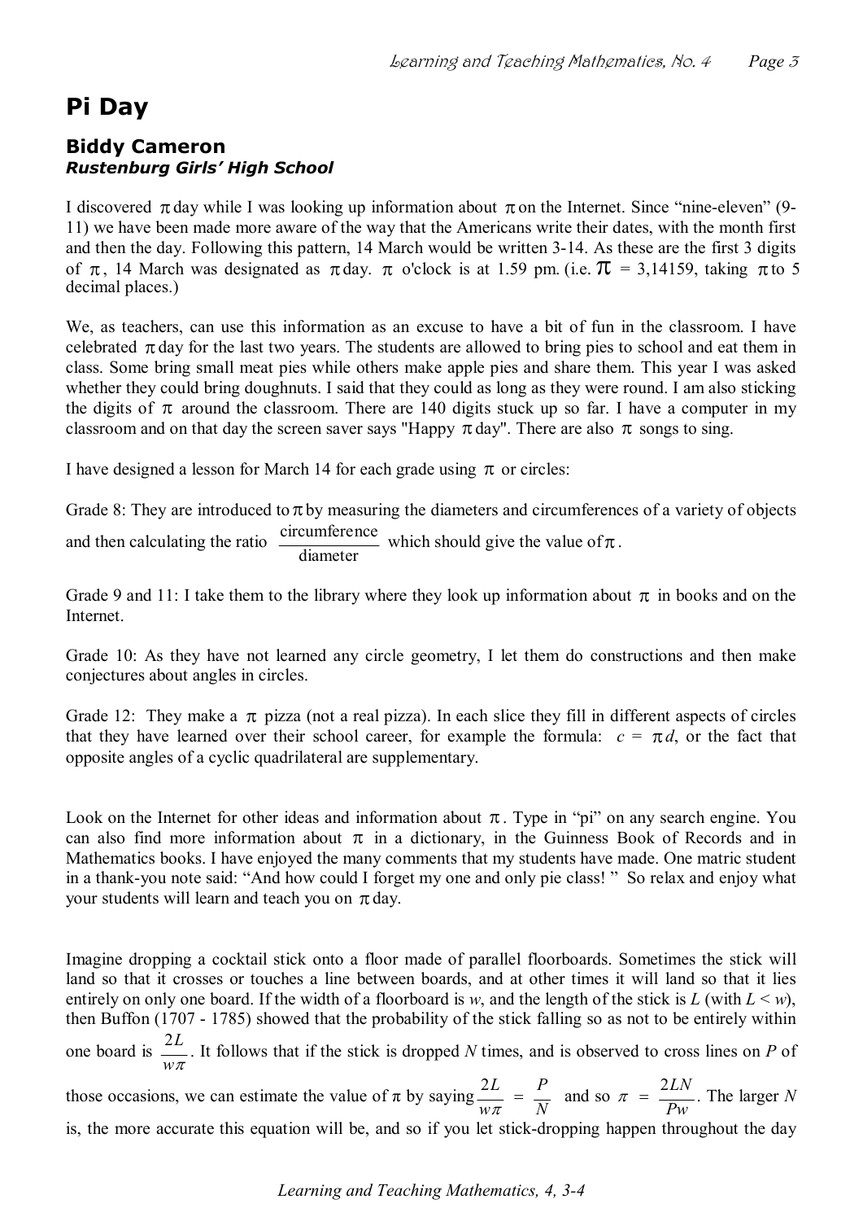# Pi Day

## Biddy Cameron
### *Rustenburg Girls' High School*

I discovered $\pi$ day while I was looking up information about $\pi$ on the Internet. Since "nine-eleven" (9-11) we have been made more aware of the way that the Americans write their dates, with the month first and then the day. Following this pattern, 14 March would be written 3-14. As these are the first 3 digits of $\pi$, 14 March was designated as $\pi$ day. $\pi$ o'clock is at 1.59 pm. (i.e. $\pi$ = 3,14159, taking $\pi$ to 5 decimal places.)

We, as teachers, can use this information as an excuse to have a bit of fun in the classroom. I have celebrated $\pi$ day for the last two years. The students are allowed to bring pies to school and eat them in class. Some bring small meat pies while others make apple pies and share them. This year I was asked whether they could bring doughnuts. I said that they could as long as they were round. I am also sticking the digits of $\pi$ around the classroom. There are 140 digits stuck up so far. I have a computer in my classroom and on that day the screen saver says "Happy $\pi$ day". There are also $\pi$ songs to sing.

I have designed a lesson for March 14 for each grade using $\pi$ or circles:

Grade 8: They are introduced to $\pi$ by measuring the diameters and circumferences of a variety of objects and then calculating the ratio $\frac{\text{circumference}}{\text{diameter}}$ which should give the value of $\pi$.

Grade 9 and 11: I take them to the library where they look up information about $\pi$ in books and on the Internet.

Grade 10: As they have not learned any circle geometry, I let them do constructions and then make conjectures about angles in circles.

Grade 12: They make a $\pi$ pizza (not a real pizza). In each slice they fill in different aspects of circles that they have learned over their school career, for example the formula: $c = \pi d$, or the fact that opposite angles of a cyclic quadrilateral are supplementary.

Look on the Internet for other ideas and information about $\pi$. Type in "pi" on any search engine. You can also find more information about $\pi$ in a dictionary, in the Guinness Book of Records and in Mathematics books. I have enjoyed the many comments that my students have made. One matric student in a thank-you note said: "And how could I forget my one and only pie class! " So relax and enjoy what your students will learn and teach you on $\pi$ day.

Imagine dropping a cocktail stick onto a floor made of parallel floorboards. Sometimes the stick will land so that it crosses or touches a line between boards, and at other times it will land so that it lies entirely on only one board. If the width of a floorboard is $w$, and the length of the stick is $L$ (with $L < w$), then Buffon (1707 - 1785) showed that the probability of the stick falling so as not to be entirely within one board is $\frac{2L}{w\pi}$. It follows that if the stick is dropped $N$ times, and is observed to cross lines on $P$ of those occasions, we can estimate the value of $\pi$ by saying $\frac{2L}{w\pi} = \frac{P}{N}$ and so $\pi = \frac{2LN}{Pw}$. The larger $N$ is, the more accurate this equation will be, and so if you let stick-dropping happen throughout the day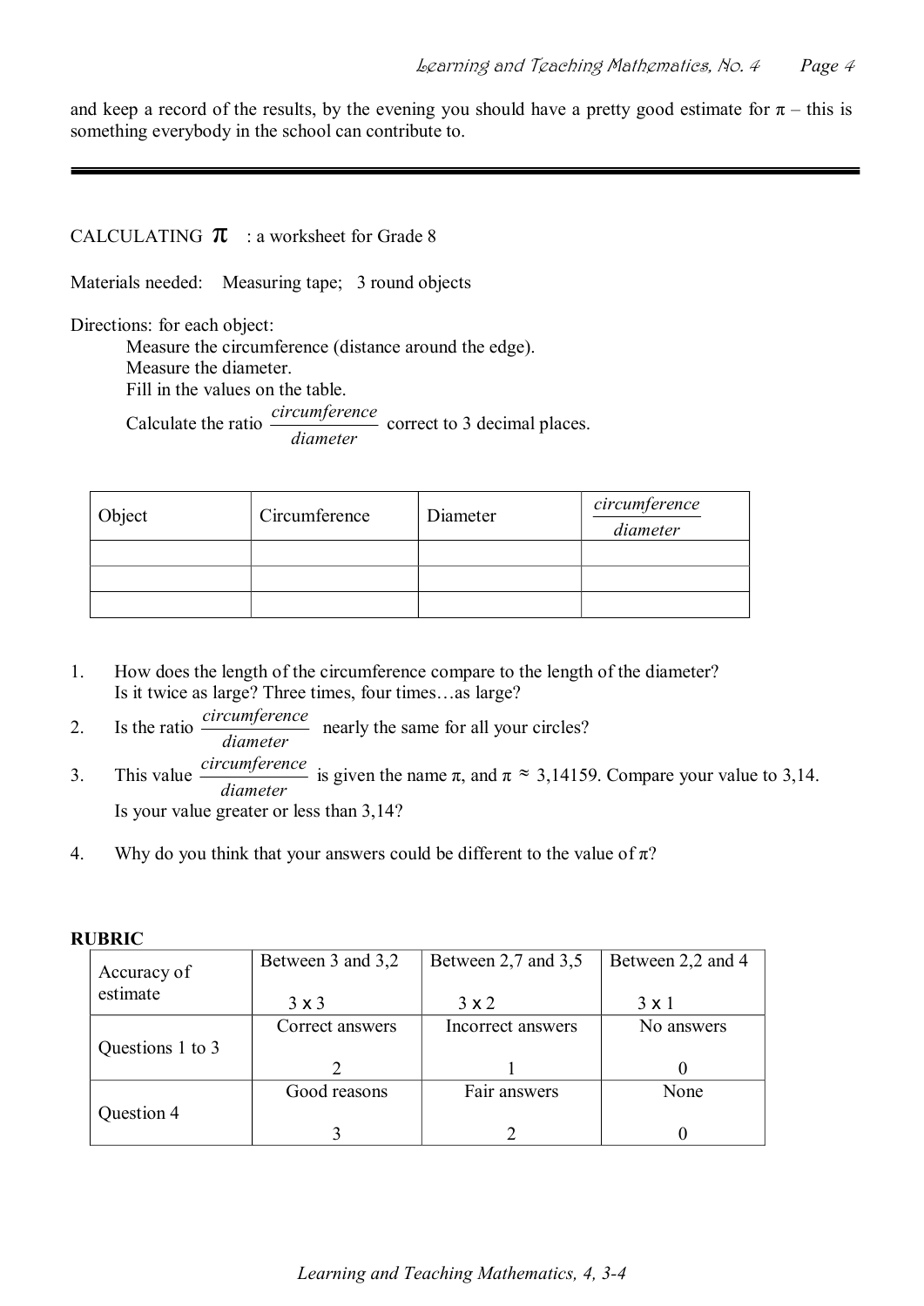and keep a record of the results, by the evening you should have a pretty good estimate for π – this is something everybody in the school can contribute to.

---

## CALCULATING π : a worksheet for Grade 8

Materials needed: Measuring tape; 3 round objects

Directions: for each object:

Measure the circumference (distance around the edge).
Measure the diameter.
Fill in the values on the table.
Calculate the ratio $\frac{circumference}{diameter}$ correct to 3 decimal places.

| Object | Circumference | Diameter | $\frac{circumference}{diameter}$ |
|---|---|---|---|
| | | | |
| | | | |
| | | | |

1. How does the length of the circumference compare to the length of the diameter? Is it twice as large? Three times, four times…as large?
2. Is the ratio $\frac{circumference}{diameter}$ nearly the same for all your circles?
3. This value $\frac{circumference}{diameter}$ is given the name π, and π ≈ 3,14159. Compare your value to 3,14. Is your value greater or less than 3,14?
4. Why do you think that your answers could be different to the value of π?

**RUBRIC**

| | | | |
|---|---|---|---|
| Accuracy of estimate | Between 3 and 3,2<br><br>3 x 3 | Between 2,7 and 3,5<br><br>3 x 2 | Between 2,2 and 4<br><br>3 x 1 |
| Questions 1 to 3 | Correct answers<br><br>2 | Incorrect answers<br><br>1 | No answers<br><br>0 |
| Question 4 | Good reasons<br><br>3 | Fair answers<br><br>2 | None<br><br>0 |